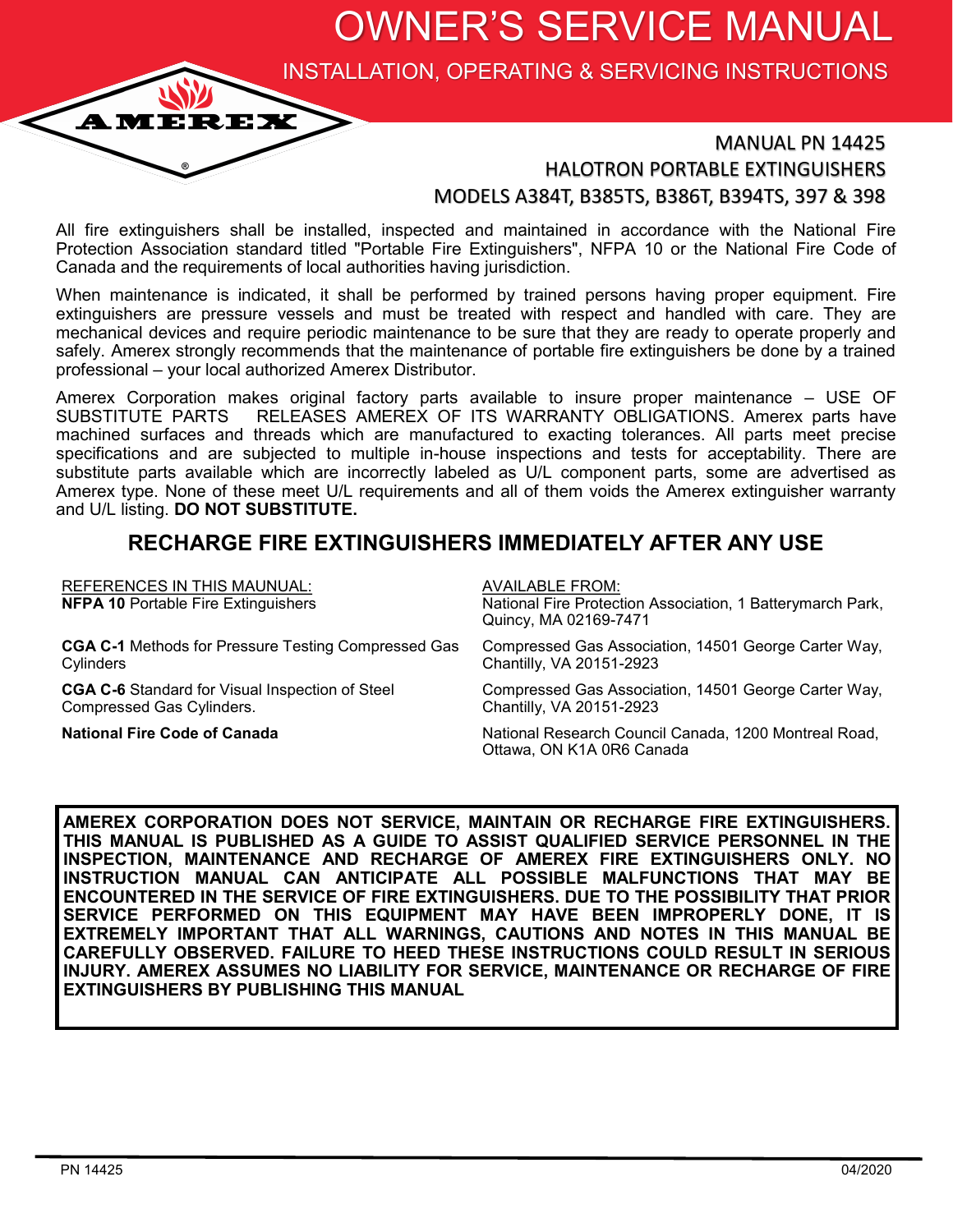# OWNER'S SERVICE MANUAL

## INSTALLATION, OPERATING & SERVICING INSTRUCTIONS

AMEREX®

### MANUAL PN 14425
### HALOTRON PORTABLE EXTINGUISHERS
### MODELS A384T, B385TS, B386T, B394TS, 397 & 398

All fire extinguishers shall be installed, inspected and maintained in accordance with the National Fire Protection Association standard titled "Portable Fire Extinguishers", NFPA 10 or the National Fire Code of Canada and the requirements of local authorities having jurisdiction.

When maintenance is indicated, it shall be performed by trained persons having proper equipment. Fire extinguishers are pressure vessels and must be treated with respect and handled with care. They are mechanical devices and require periodic maintenance to be sure that they are ready to operate properly and safely. Amerex strongly recommends that the maintenance of portable fire extinguishers be done by a trained professional – your local authorized Amerex Distributor.

Amerex Corporation makes original factory parts available to insure proper maintenance – USE OF SUBSTITUTE PARTS RELEASES AMEREX OF ITS WARRANTY OBLIGATIONS. Amerex parts have machined surfaces and threads which are manufactured to exacting tolerances. All parts meet precise specifications and are subjected to multiple in-house inspections and tests for acceptability. There are substitute parts available which are incorrectly labeled as U/L component parts, some are advertised as Amerex type. None of these meet U/L requirements and all of them voids the Amerex extinguisher warranty and U/L listing. **DO NOT SUBSTITUTE.**

## RECHARGE FIRE EXTINGUISHERS IMMEDIATELY AFTER ANY USE

| REFERENCES IN THIS MAUNUAL: | AVAILABLE FROM: |
|---|---|
| **NFPA 10** Portable Fire Extinguishers | National Fire Protection Association, 1 Batterymarch Park, Quincy, MA 02169-7471 |
| **CGA C-1** Methods for Pressure Testing Compressed Gas Cylinders | Compressed Gas Association, 14501 George Carter Way, Chantilly, VA 20151-2923 |
| **CGA C-6** Standard for Visual Inspection of Steel Compressed Gas Cylinders. | Compressed Gas Association, 14501 George Carter Way, Chantilly, VA 20151-2923 |
| **National Fire Code of Canada** | National Research Council Canada, 1200 Montreal Road, Ottawa, ON K1A 0R6 Canada |

**AMEREX CORPORATION DOES NOT SERVICE, MAINTAIN OR RECHARGE FIRE EXTINGUISHERS. THIS MANUAL IS PUBLISHED AS A GUIDE TO ASSIST QUALIFIED SERVICE PERSONNEL IN THE INSPECTION, MAINTENANCE AND RECHARGE OF AMEREX FIRE EXTINGUISHERS ONLY. NO INSTRUCTION MANUAL CAN ANTICIPATE ALL POSSIBLE MALFUNCTIONS THAT MAY BE ENCOUNTERED IN THE SERVICE OF FIRE EXTINGUISHERS. DUE TO THE POSSIBILITY THAT PRIOR SERVICE PERFORMED ON THIS EQUIPMENT MAY HAVE BEEN IMPROPERLY DONE, IT IS EXTREMELY IMPORTANT THAT ALL WARNINGS, CAUTIONS AND NOTES IN THIS MANUAL BE CAREFULLY OBSERVED. FAILURE TO HEED THESE INSTRUCTIONS COULD RESULT IN SERIOUS INJURY. AMEREX ASSUMES NO LIABILITY FOR SERVICE, MAINTENANCE OR RECHARGE OF FIRE EXTINGUISHERS BY PUBLISHING THIS MANUAL**

PN 14425 04/2020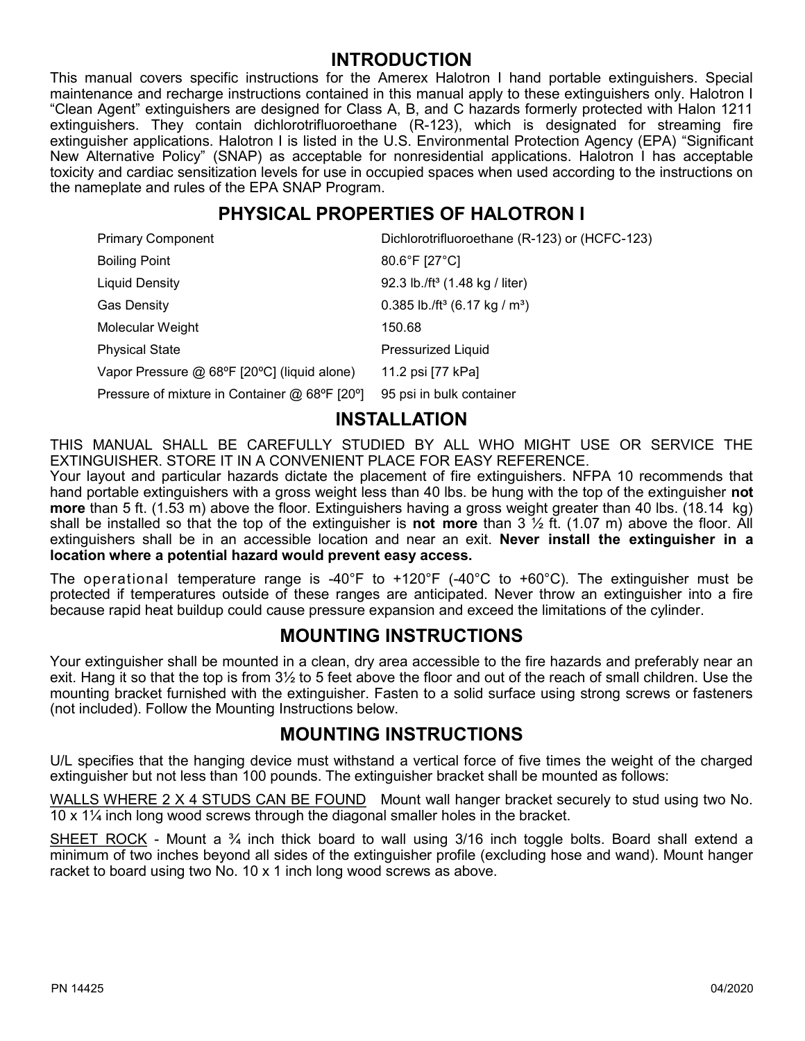## INTRODUCTION

This manual covers specific instructions for the Amerex Halotron I hand portable extinguishers. Special maintenance and recharge instructions contained in this manual apply to these extinguishers only. Halotron I "Clean Agent" extinguishers are designed for Class A, B, and C hazards formerly protected with Halon 1211 extinguishers. They contain dichlorotrifluoroethane (R-123), which is designated for streaming fire extinguisher applications. Halotron I is listed in the U.S. Environmental Protection Agency (EPA) "Significant New Alternative Policy" (SNAP) as acceptable for nonresidential applications. Halotron I has acceptable toxicity and cardiac sensitization levels for use in occupied spaces when used according to the instructions on the nameplate and rules of the EPA SNAP Program.

## PHYSICAL PROPERTIES OF HALOTRON I

| | |
|---|---|
| Primary Component | Dichlorotrifluoroethane (R-123) or (HCFC-123) |
| Boiling Point | 80.6°F [27°C] |
| Liquid Density | 92.3 lb./ft³ (1.48 kg / liter) |
| Gas Density | 0.385 lb./ft³ (6.17 kg / m³) |
| Molecular Weight | 150.68 |
| Physical State | Pressurized Liquid |
| Vapor Pressure @ 68ºF [20ºC] (liquid alone) | 11.2 psi [77 kPa] |
| Pressure of mixture in Container @ 68ºF [20º] | 95 psi in bulk container |

## INSTALLATION

THIS MANUAL SHALL BE CAREFULLY STUDIED BY ALL WHO MIGHT USE OR SERVICE THE EXTINGUISHER. STORE IT IN A CONVENIENT PLACE FOR EASY REFERENCE.

Your layout and particular hazards dictate the placement of fire extinguishers. NFPA 10 recommends that hand portable extinguishers with a gross weight less than 40 lbs. be hung with the top of the extinguisher **not more** than 5 ft. (1.53 m) above the floor. Extinguishers having a gross weight greater than 40 lbs. (18.14 kg) shall be installed so that the top of the extinguisher is **not more** than 3 ½ ft. (1.07 m) above the floor. All extinguishers shall be in an accessible location and near an exit. **Never install the extinguisher in a location where a potential hazard would prevent easy access.**

The operational temperature range is -40°F to +120°F (-40°C to +60°C). The extinguisher must be protected if temperatures outside of these ranges are anticipated. Never throw an extinguisher into a fire because rapid heat buildup could cause pressure expansion and exceed the limitations of the cylinder.

## MOUNTING INSTRUCTIONS

Your extinguisher shall be mounted in a clean, dry area accessible to the fire hazards and preferably near an exit. Hang it so that the top is from 3½ to 5 feet above the floor and out of the reach of small children. Use the mounting bracket furnished with the extinguisher. Fasten to a solid surface using strong screws or fasteners (not included). Follow the Mounting Instructions below.

## MOUNTING INSTRUCTIONS

U/L specifies that the hanging device must withstand a vertical force of five times the weight of the charged extinguisher but not less than 100 pounds. The extinguisher bracket shall be mounted as follows:

WALLS WHERE 2 X 4 STUDS CAN BE FOUND  Mount wall hanger bracket securely to stud using two No. 10 x 1¼ inch long wood screws through the diagonal smaller holes in the bracket.

SHEET ROCK - Mount a ¾ inch thick board to wall using 3/16 inch toggle bolts. Board shall extend a minimum of two inches beyond all sides of the extinguisher profile (excluding hose and wand). Mount hanger racket to board using two No. 10 x 1 inch long wood screws as above.

PN 14425 04/2020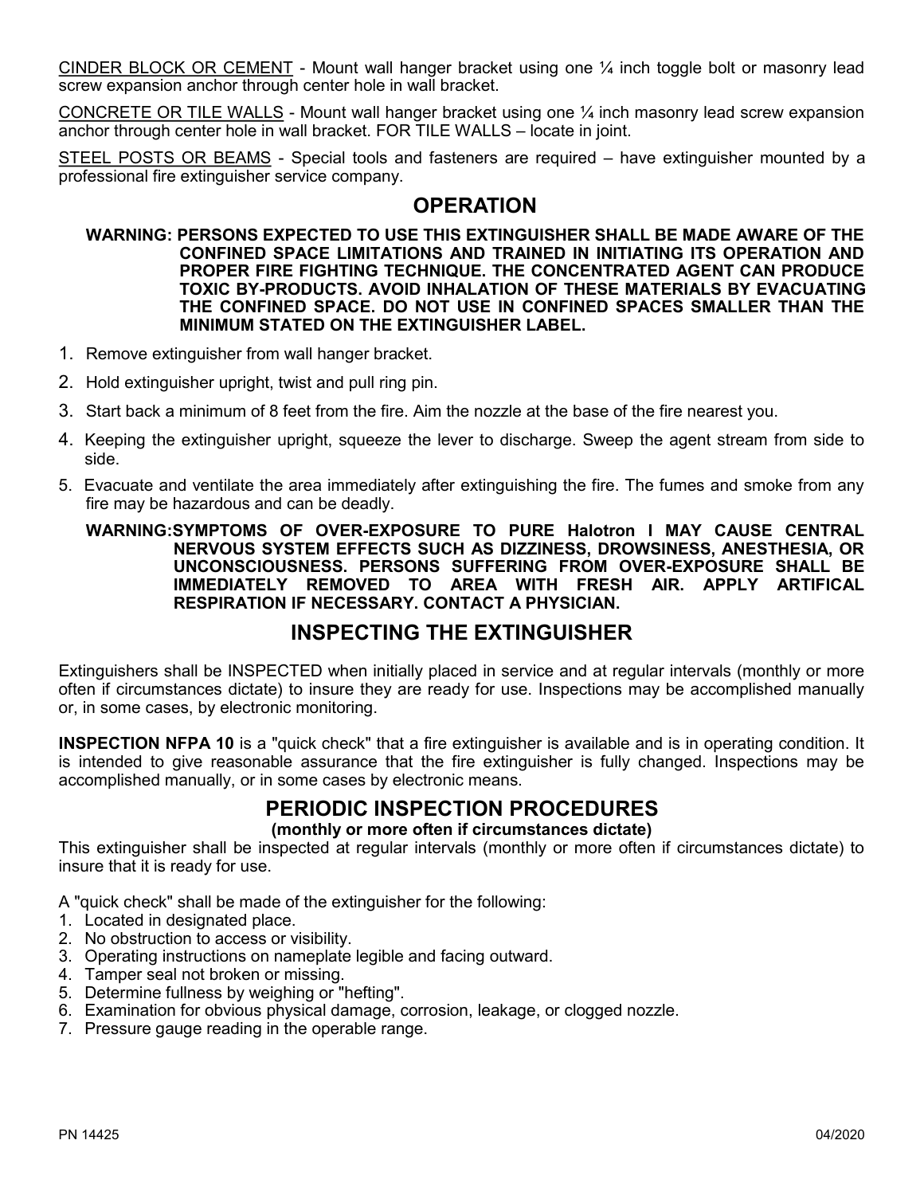CINDER BLOCK OR CEMENT - Mount wall hanger bracket using one ¼ inch toggle bolt or masonry lead screw expansion anchor through center hole in wall bracket.

CONCRETE OR TILE WALLS - Mount wall hanger bracket using one ¼ inch masonry lead screw expansion anchor through center hole in wall bracket. FOR TILE WALLS – locate in joint.

STEEL POSTS OR BEAMS - Special tools and fasteners are required – have extinguisher mounted by a professional fire extinguisher service company.

## OPERATION

**WARNING: PERSONS EXPECTED TO USE THIS EXTINGUISHER SHALL BE MADE AWARE OF THE CONFINED SPACE LIMITATIONS AND TRAINED IN INITIATING ITS OPERATION AND PROPER FIRE FIGHTING TECHNIQUE. THE CONCENTRATED AGENT CAN PRODUCE TOXIC BY-PRODUCTS. AVOID INHALATION OF THESE MATERIALS BY EVACUATING THE CONFINED SPACE. DO NOT USE IN CONFINED SPACES SMALLER THAN THE MINIMUM STATED ON THE EXTINGUISHER LABEL.**

1. Remove extinguisher from wall hanger bracket.
2. Hold extinguisher upright, twist and pull ring pin.
3. Start back a minimum of 8 feet from the fire. Aim the nozzle at the base of the fire nearest you.
4. Keeping the extinguisher upright, squeeze the lever to discharge. Sweep the agent stream from side to side.
5. Evacuate and ventilate the area immediately after extinguishing the fire. The fumes and smoke from any fire may be hazardous and can be deadly.

**WARNING:SYMPTOMS OF OVER-EXPOSURE TO PURE Halotron I MAY CAUSE CENTRAL NERVOUS SYSTEM EFFECTS SUCH AS DIZZINESS, DROWSINESS, ANESTHESIA, OR UNCONSCIOUSNESS. PERSONS SUFFERING FROM OVER-EXPOSURE SHALL BE IMMEDIATELY REMOVED TO AREA WITH FRESH AIR. APPLY ARTIFICAL RESPIRATION IF NECESSARY. CONTACT A PHYSICIAN.**

## INSPECTING THE EXTINGUISHER

Extinguishers shall be INSPECTED when initially placed in service and at regular intervals (monthly or more often if circumstances dictate) to insure they are ready for use. Inspections may be accomplished manually or, in some cases, by electronic monitoring.

**INSPECTION NFPA 10** is a "quick check" that a fire extinguisher is available and is in operating condition. It is intended to give reasonable assurance that the fire extinguisher is fully changed. Inspections may be accomplished manually, or in some cases by electronic means.

## PERIODIC INSPECTION PROCEDURES

**(monthly or more often if circumstances dictate)**

This extinguisher shall be inspected at regular intervals (monthly or more often if circumstances dictate) to insure that it is ready for use.

A "quick check" shall be made of the extinguisher for the following:

1. Located in designated place.
2. No obstruction to access or visibility.
3. Operating instructions on nameplate legible and facing outward.
4. Tamper seal not broken or missing.
5. Determine fullness by weighing or "hefting".
6. Examination for obvious physical damage, corrosion, leakage, or clogged nozzle.
7. Pressure gauge reading in the operable range.

PN 14425 04/2020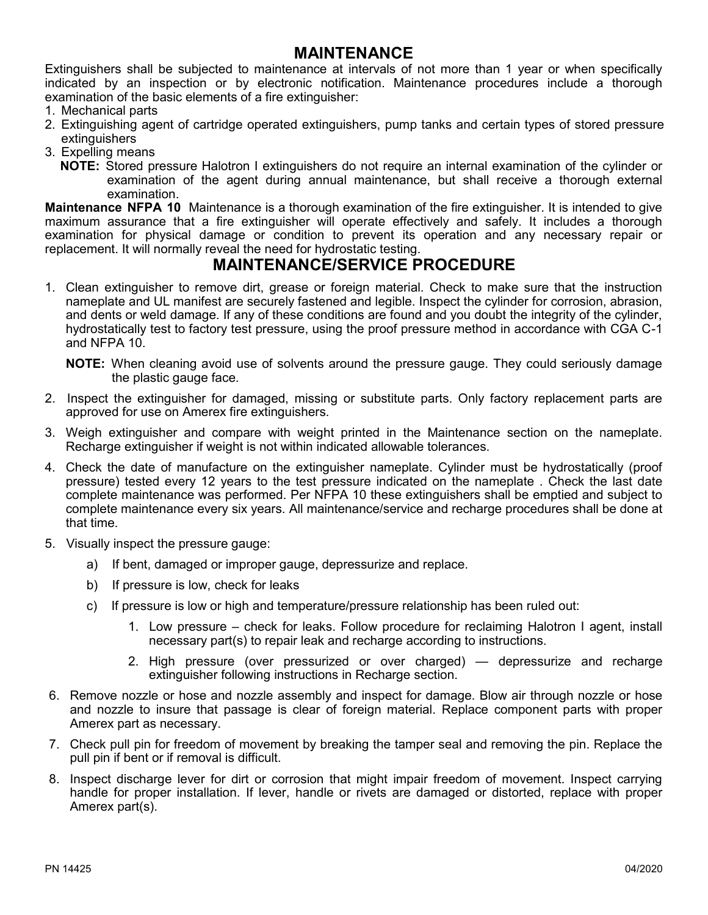# MAINTENANCE

Extinguishers shall be subjected to maintenance at intervals of not more than 1 year or when specifically indicated by an inspection or by electronic notification. Maintenance procedures include a thorough examination of the basic elements of a fire extinguisher:

1. Mechanical parts
2. Extinguishing agent of cartridge operated extinguishers, pump tanks and certain types of stored pressure extinguishers
3. Expelling means

   **NOTE:** Stored pressure Halotron I extinguishers do not require an internal examination of the cylinder or examination of the agent during annual maintenance, but shall receive a thorough external examination.

**Maintenance NFPA 10** Maintenance is a thorough examination of the fire extinguisher. It is intended to give maximum assurance that a fire extinguisher will operate effectively and safely. It includes a thorough examination for physical damage or condition to prevent its operation and any necessary repair or replacement. It will normally reveal the need for hydrostatic testing.

# MAINTENANCE/SERVICE PROCEDURE

1. Clean extinguisher to remove dirt, grease or foreign material. Check to make sure that the instruction nameplate and UL manifest are securely fastened and legible. Inspect the cylinder for corrosion, abrasion, and dents or weld damage. If any of these conditions are found and you doubt the integrity of the cylinder, hydrostatically test to factory test pressure, using the proof pressure method in accordance with CGA C-1 and NFPA 10.

   **NOTE:** When cleaning avoid use of solvents around the pressure gauge. They could seriously damage the plastic gauge face.

2. Inspect the extinguisher for damaged, missing or substitute parts. Only factory replacement parts are approved for use on Amerex fire extinguishers.

3. Weigh extinguisher and compare with weight printed in the Maintenance section on the nameplate. Recharge extinguisher if weight is not within indicated allowable tolerances.

4. Check the date of manufacture on the extinguisher nameplate. Cylinder must be hydrostatically (proof pressure) tested every 12 years to the test pressure indicated on the nameplate . Check the last date complete maintenance was performed. Per NFPA 10 these extinguishers shall be emptied and subject to complete maintenance every six years. All maintenance/service and recharge procedures shall be done at that time.

5. Visually inspect the pressure gauge:

   a) If bent, damaged or improper gauge, depressurize and replace.

   b) If pressure is low, check for leaks

   c) If pressure is low or high and temperature/pressure relationship has been ruled out:

      1. Low pressure – check for leaks. Follow procedure for reclaiming Halotron I agent, install necessary part(s) to repair leak and recharge according to instructions.

      2. High pressure (over pressurized or over charged) — depressurize and recharge extinguisher following instructions in Recharge section.

6. Remove nozzle or hose and nozzle assembly and inspect for damage. Blow air through nozzle or hose and nozzle to insure that passage is clear of foreign material. Replace component parts with proper Amerex part as necessary.

7. Check pull pin for freedom of movement by breaking the tamper seal and removing the pin. Replace the pull pin if bent or if removal is difficult.

8. Inspect discharge lever for dirt or corrosion that might impair freedom of movement. Inspect carrying handle for proper installation. If lever, handle or rivets are damaged or distorted, replace with proper Amerex part(s).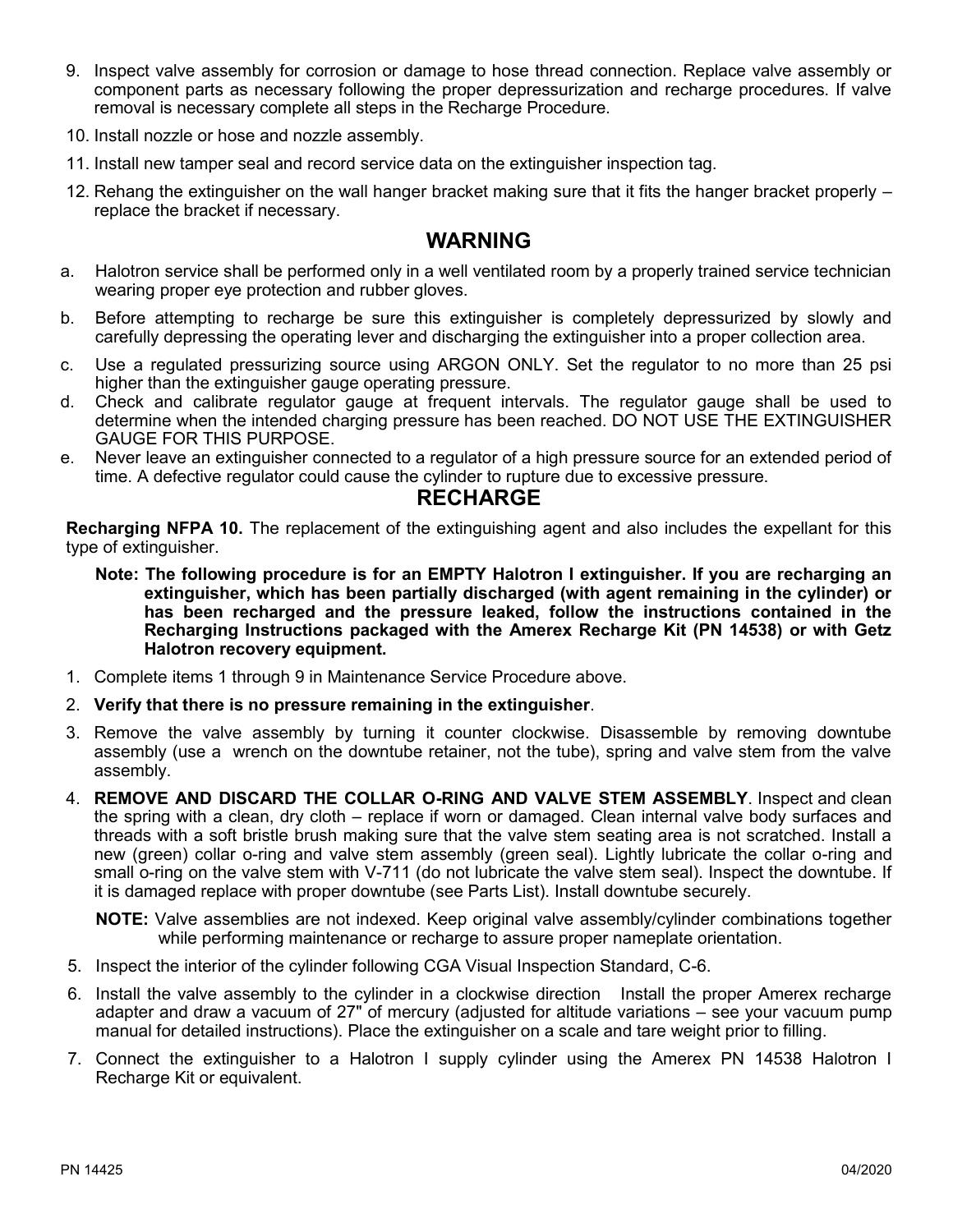9. Inspect valve assembly for corrosion or damage to hose thread connection. Replace valve assembly or component parts as necessary following the proper depressurization and recharge procedures. If valve removal is necessary complete all steps in the Recharge Procedure.
10. Install nozzle or hose and nozzle assembly.
11. Install new tamper seal and record service data on the extinguisher inspection tag.
12. Rehang the extinguisher on the wall hanger bracket making sure that it fits the hanger bracket properly – replace the bracket if necessary.

## WARNING

a. Halotron service shall be performed only in a well ventilated room by a properly trained service technician wearing proper eye protection and rubber gloves.

b. Before attempting to recharge be sure this extinguisher is completely depressurized by slowly and carefully depressing the operating lever and discharging the extinguisher into a proper collection area.

c. Use a regulated pressurizing source using ARGON ONLY. Set the regulator to no more than 25 psi higher than the extinguisher gauge operating pressure.

d. Check and calibrate regulator gauge at frequent intervals. The regulator gauge shall be used to determine when the intended charging pressure has been reached. DO NOT USE THE EXTINGUISHER GAUGE FOR THIS PURPOSE.

e. Never leave an extinguisher connected to a regulator of a high pressure source for an extended period of time. A defective regulator could cause the cylinder to rupture due to excessive pressure.

## RECHARGE

**Recharging NFPA 10.** The replacement of the extinguishing agent and also includes the expellant for this type of extinguisher.

**Note: The following procedure is for an EMPTY Halotron I extinguisher. If you are recharging an extinguisher, which has been partially discharged (with agent remaining in the cylinder) or has been recharged and the pressure leaked, follow the instructions contained in the Recharging Instructions packaged with the Amerex Recharge Kit (PN 14538) or with Getz Halotron recovery equipment.**

1. Complete items 1 through 9 in Maintenance Service Procedure above.
2. **Verify that there is no pressure remaining in the extinguisher**.
3. Remove the valve assembly by turning it counter clockwise. Disassemble by removing downtube assembly (use a wrench on the downtube retainer, not the tube), spring and valve stem from the valve assembly.
4. **REMOVE AND DISCARD THE COLLAR O-RING AND VALVE STEM ASSEMBLY**. Inspect and clean the spring with a clean, dry cloth – replace if worn or damaged. Clean internal valve body surfaces and threads with a soft bristle brush making sure that the valve stem seating area is not scratched. Install a new (green) collar o-ring and valve stem assembly (green seal). Lightly lubricate the collar o-ring and small o-ring on the valve stem with V-711 (do not lubricate the valve stem seal). Inspect the downtube. If it is damaged replace with proper downtube (see Parts List). Install downtube securely.

   **NOTE:** Valve assemblies are not indexed. Keep original valve assembly/cylinder combinations together while performing maintenance or recharge to assure proper nameplate orientation.

5. Inspect the interior of the cylinder following CGA Visual Inspection Standard, C-6.
6. Install the valve assembly to the cylinder in a clockwise direction Install the proper Amerex recharge adapter and draw a vacuum of 27" of mercury (adjusted for altitude variations – see your vacuum pump manual for detailed instructions). Place the extinguisher on a scale and tare weight prior to filling.
7. Connect the extinguisher to a Halotron I supply cylinder using the Amerex PN 14538 Halotron I Recharge Kit or equivalent.

PN 14425 04/2020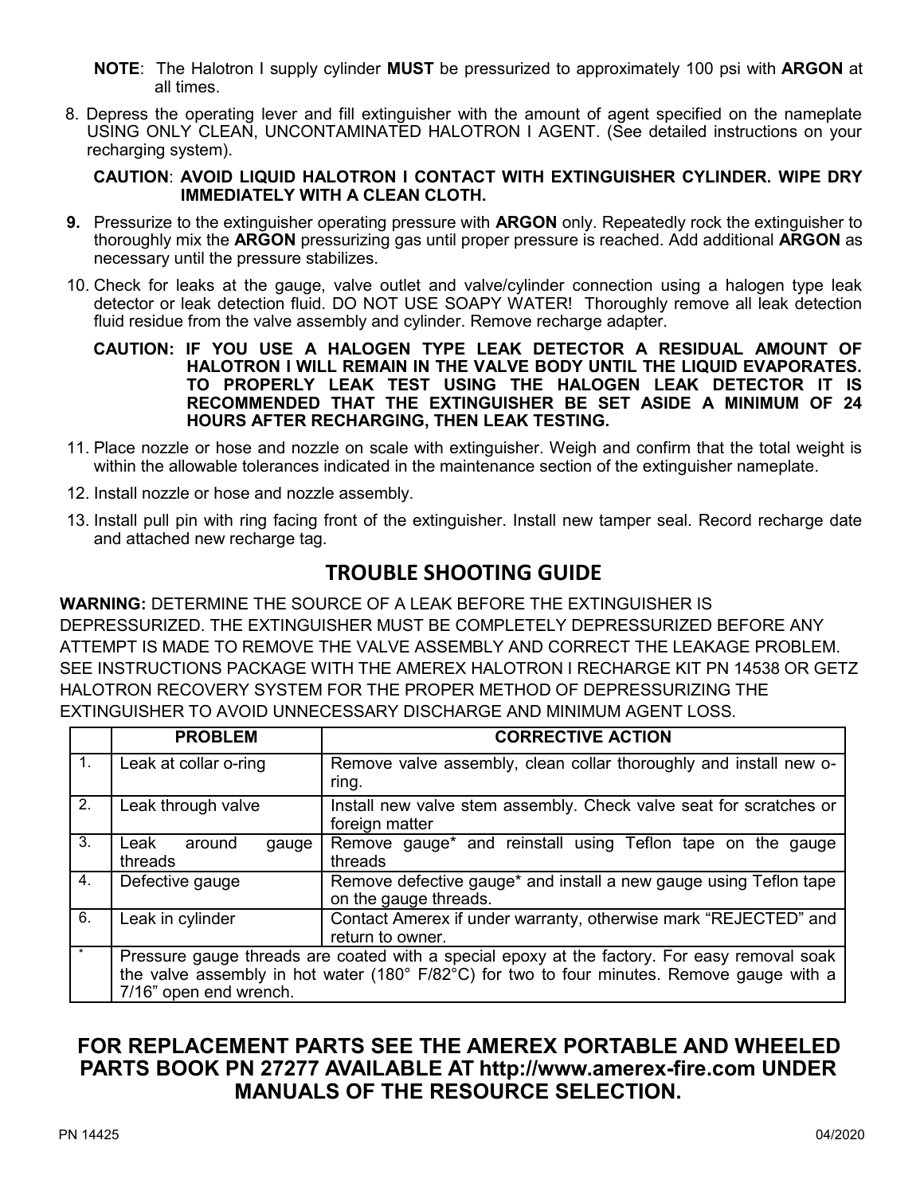**NOTE**: The Halotron I supply cylinder **MUST** be pressurized to approximately 100 psi with **ARGON** at all times.

8. Depress the operating lever and fill extinguisher with the amount of agent specified on the nameplate USING ONLY CLEAN, UNCONTAMINATED HALOTRON I AGENT. (See detailed instructions on your recharging system).

   **CAUTION**: **AVOID LIQUID HALOTRON I CONTACT WITH EXTINGUISHER CYLINDER. WIPE DRY IMMEDIATELY WITH A CLEAN CLOTH.**

9. Pressurize to the extinguisher operating pressure with **ARGON** only. Repeatedly rock the extinguisher to thoroughly mix the **ARGON** pressurizing gas until proper pressure is reached. Add additional **ARGON** as necessary until the pressure stabilizes.

10. Check for leaks at the gauge, valve outlet and valve/cylinder connection using a halogen type leak detector or leak detection fluid. DO NOT USE SOAPY WATER! Thoroughly remove all leak detection fluid residue from the valve assembly and cylinder. Remove recharge adapter.

    **CAUTION: IF YOU USE A HALOGEN TYPE LEAK DETECTOR A RESIDUAL AMOUNT OF HALOTRON I WILL REMAIN IN THE VALVE BODY UNTIL THE LIQUID EVAPORATES. TO PROPERLY LEAK TEST USING THE HALOGEN LEAK DETECTOR IT IS RECOMMENDED THAT THE EXTINGUISHER BE SET ASIDE A MINIMUM OF 24 HOURS AFTER RECHARGING, THEN LEAK TESTING.**

11. Place nozzle or hose and nozzle on scale with extinguisher. Weigh and confirm that the total weight is within the allowable tolerances indicated in the maintenance section of the extinguisher nameplate.

12. Install nozzle or hose and nozzle assembly.

13. Install pull pin with ring facing front of the extinguisher. Install new tamper seal. Record recharge date and attached new recharge tag.

## TROUBLE SHOOTING GUIDE

**WARNING:** DETERMINE THE SOURCE OF A LEAK BEFORE THE EXTINGUISHER IS DEPRESSURIZED. THE EXTINGUISHER MUST BE COMPLETELY DEPRESSURIZED BEFORE ANY ATTEMPT IS MADE TO REMOVE THE VALVE ASSEMBLY AND CORRECT THE LEAKAGE PROBLEM. SEE INSTRUCTIONS PACKAGE WITH THE AMEREX HALOTRON I RECHARGE KIT PN 14538 OR GETZ HALOTRON RECOVERY SYSTEM FOR THE PROPER METHOD OF DEPRESSURIZING THE EXTINGUISHER TO AVOID UNNECESSARY DISCHARGE AND MINIMUM AGENT LOSS.

| | PROBLEM | CORRECTIVE ACTION |
|---|---|---|
| 1. | Leak at collar o-ring | Remove valve assembly, clean collar thoroughly and install new o-ring. |
| 2. | Leak through valve | Install new valve stem assembly. Check valve seat for scratches or foreign matter |
| 3. | Leak around gauge threads | Remove gauge* and reinstall using Teflon tape on the gauge threads |
| 4. | Defective gauge | Remove defective gauge* and install a new gauge using Teflon tape on the gauge threads. |
| 6. | Leak in cylinder | Contact Amerex if under warranty, otherwise mark "REJECTED" and return to owner. |
| * | Pressure gauge threads are coated with a special epoxy at the factory. For easy removal soak the valve assembly in hot water (180° F/82°C) for two to four minutes. Remove gauge with a 7/16" open end wrench. | |

**FOR REPLACEMENT PARTS SEE THE AMEREX PORTABLE AND WHEELED PARTS BOOK PN 27277 AVAILABLE AT http://www.amerex-fire.com UNDER MANUALS OF THE RESOURCE SELECTION.**

PN 14425 04/2020